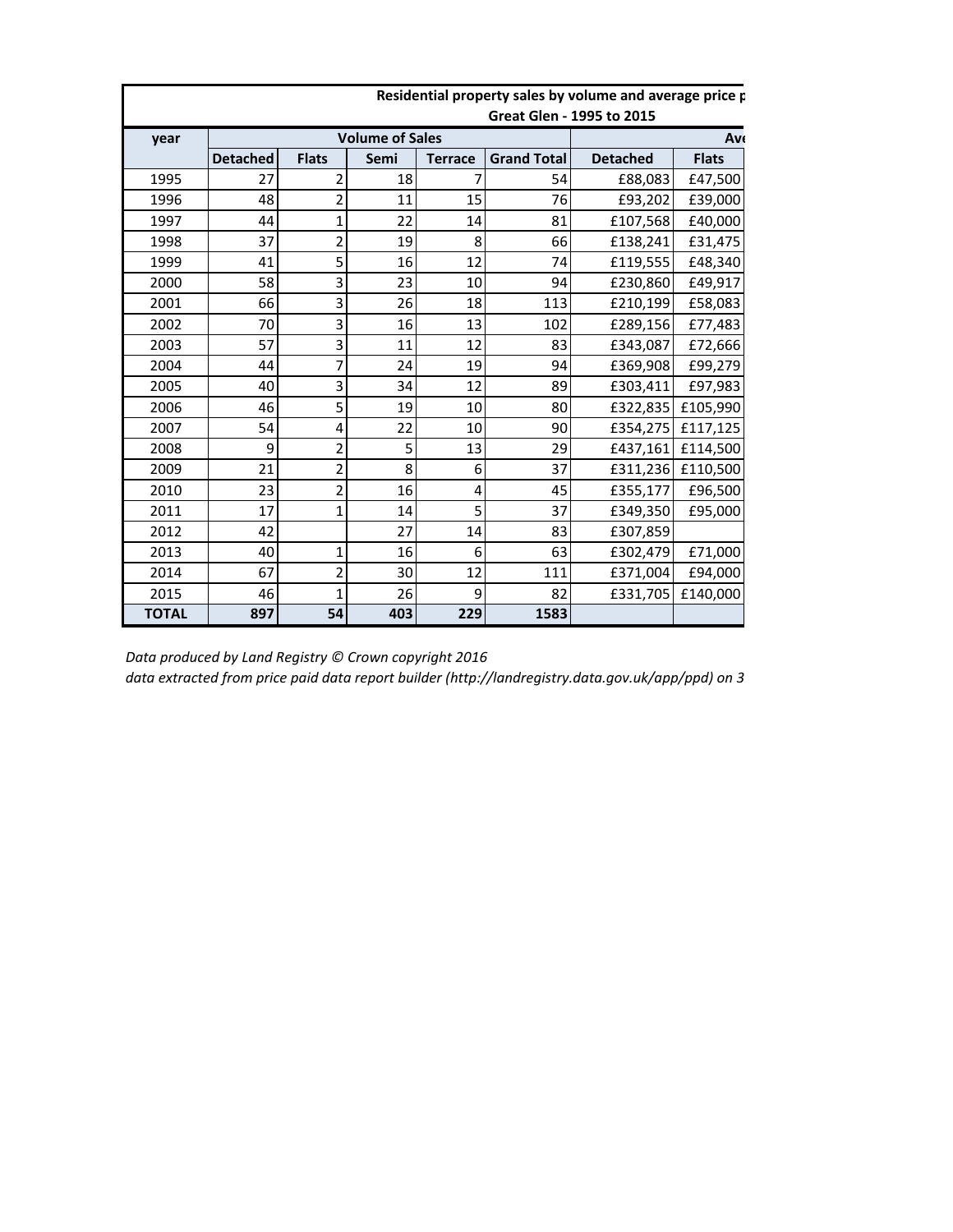| Residential property sales by volume and average price p | | | | | | | |
|---|---|---|---|---|---|---|---|
| Great Glen - 1995 to 2015 | | | | | | | |
| year | Volume of Sales | | | | | Ave | |
| | Detached | Flats | Semi | Terrace | Grand Total | Detached | Flats |
| 1995 | 27 | 2 | 18 | 7 | 54 | £88,083 | £47,500 |
| 1996 | 48 | 2 | 11 | 15 | 76 | £93,202 | £39,000 |
| 1997 | 44 | 1 | 22 | 14 | 81 | £107,568 | £40,000 |
| 1998 | 37 | 2 | 19 | 8 | 66 | £138,241 | £31,475 |
| 1999 | 41 | 5 | 16 | 12 | 74 | £119,555 | £48,340 |
| 2000 | 58 | 3 | 23 | 10 | 94 | £230,860 | £49,917 |
| 2001 | 66 | 3 | 26 | 18 | 113 | £210,199 | £58,083 |
| 2002 | 70 | 3 | 16 | 13 | 102 | £289,156 | £77,483 |
| 2003 | 57 | 3 | 11 | 12 | 83 | £343,087 | £72,666 |
| 2004 | 44 | 7 | 24 | 19 | 94 | £369,908 | £99,279 |
| 2005 | 40 | 3 | 34 | 12 | 89 | £303,411 | £97,983 |
| 2006 | 46 | 5 | 19 | 10 | 80 | £322,835 | £105,990 |
| 2007 | 54 | 4 | 22 | 10 | 90 | £354,275 | £117,125 |
| 2008 | 9 | 2 | 5 | 13 | 29 | £437,161 | £114,500 |
| 2009 | 21 | 2 | 8 | 6 | 37 | £311,236 | £110,500 |
| 2010 | 23 | 2 | 16 | 4 | 45 | £355,177 | £96,500 |
| 2011 | 17 | 1 | 14 | 5 | 37 | £349,350 | £95,000 |
| 2012 | 42 | | 27 | 14 | 83 | £307,859 | |
| 2013 | 40 | 1 | 16 | 6 | 63 | £302,479 | £71,000 |
| 2014 | 67 | 2 | 30 | 12 | 111 | £371,004 | £94,000 |
| 2015 | 46 | 1 | 26 | 9 | 82 | £331,705 | £140,000 |
| **TOTAL** | **897** | **54** | **403** | **229** | **1583** | | |

*Data produced by Land Registry © Crown copyright 2016*

*data extracted from price paid data report builder (http://landregistry.data.gov.uk/app/ppd) on 3*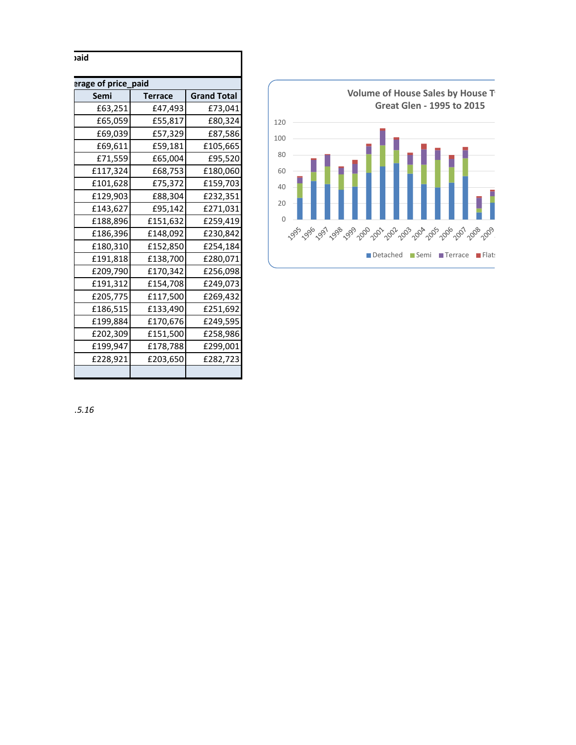paid

erage of price_paid

| Semi | Terrace | Grand Total |
|---|---|---|
| £63,251 | £47,493 | £73,041 |
| £65,059 | £55,817 | £80,324 |
| £69,039 | £57,329 | £87,586 |
| £69,611 | £59,181 | £105,665 |
| £71,559 | £65,004 | £95,520 |
| £117,324 | £68,753 | £180,060 |
| £101,628 | £75,372 | £159,703 |
| £129,903 | £88,304 | £232,351 |
| £143,627 | £95,142 | £271,031 |
| £188,896 | £151,632 | £259,419 |
| £186,396 | £148,092 | £230,842 |
| £180,310 | £152,850 | £254,184 |
| £191,818 | £138,700 | £280,071 |
| £209,790 | £170,342 | £256,098 |
| £191,312 | £154,708 | £249,073 |
| £205,775 | £117,500 | £269,432 |
| £186,515 | £133,490 | £251,692 |
| £199,884 | £170,676 | £249,595 |
| £202,309 | £151,500 | £258,986 |
| £199,947 | £178,788 | £299,001 |
| £228,921 | £203,650 | £282,723 |
| | | |

Volume of House Sales by House T
Great Glen - 1995 to 2015

Detached, Semi, Terrace, Flats

*.5.16*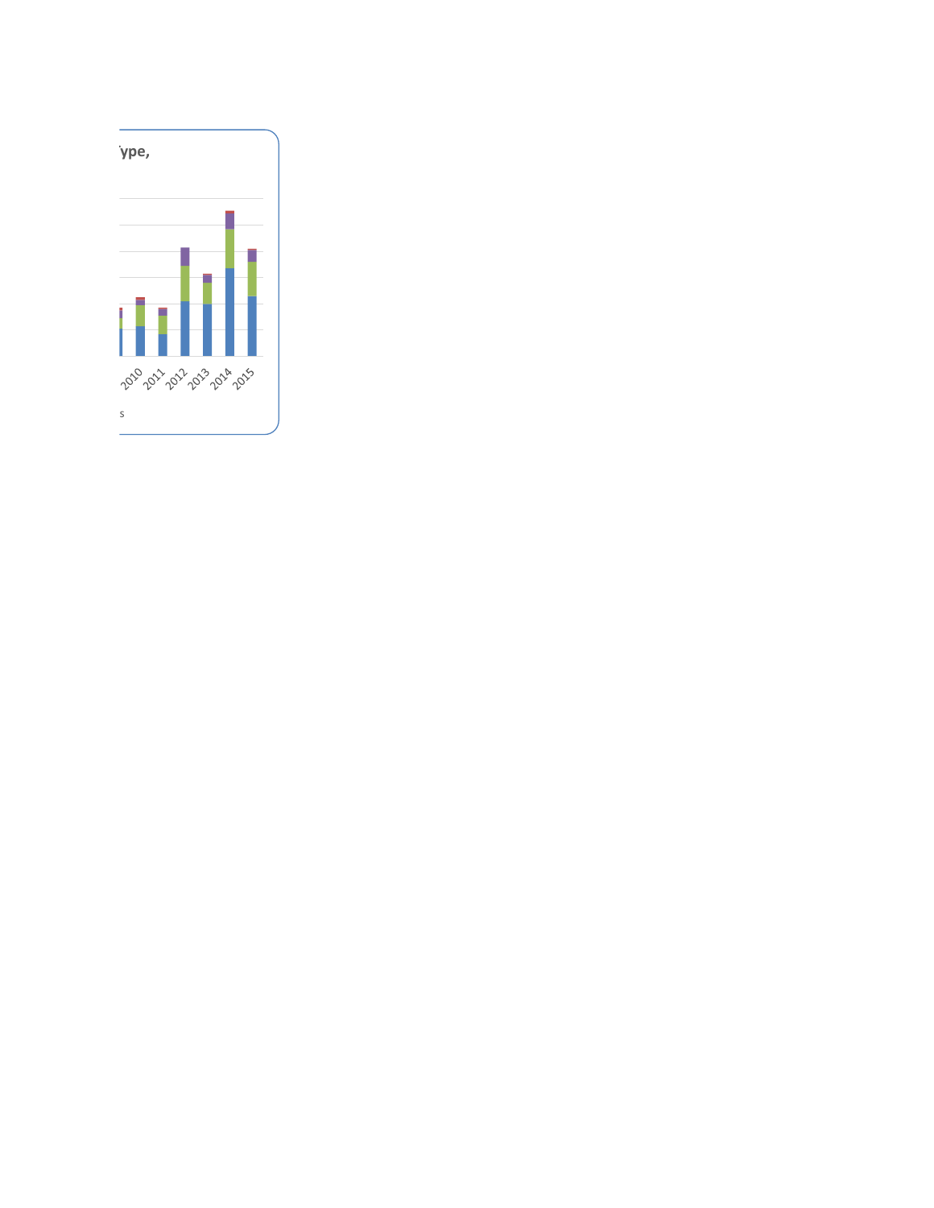ype,

2010
2011
2012
2013
2014
2015

s